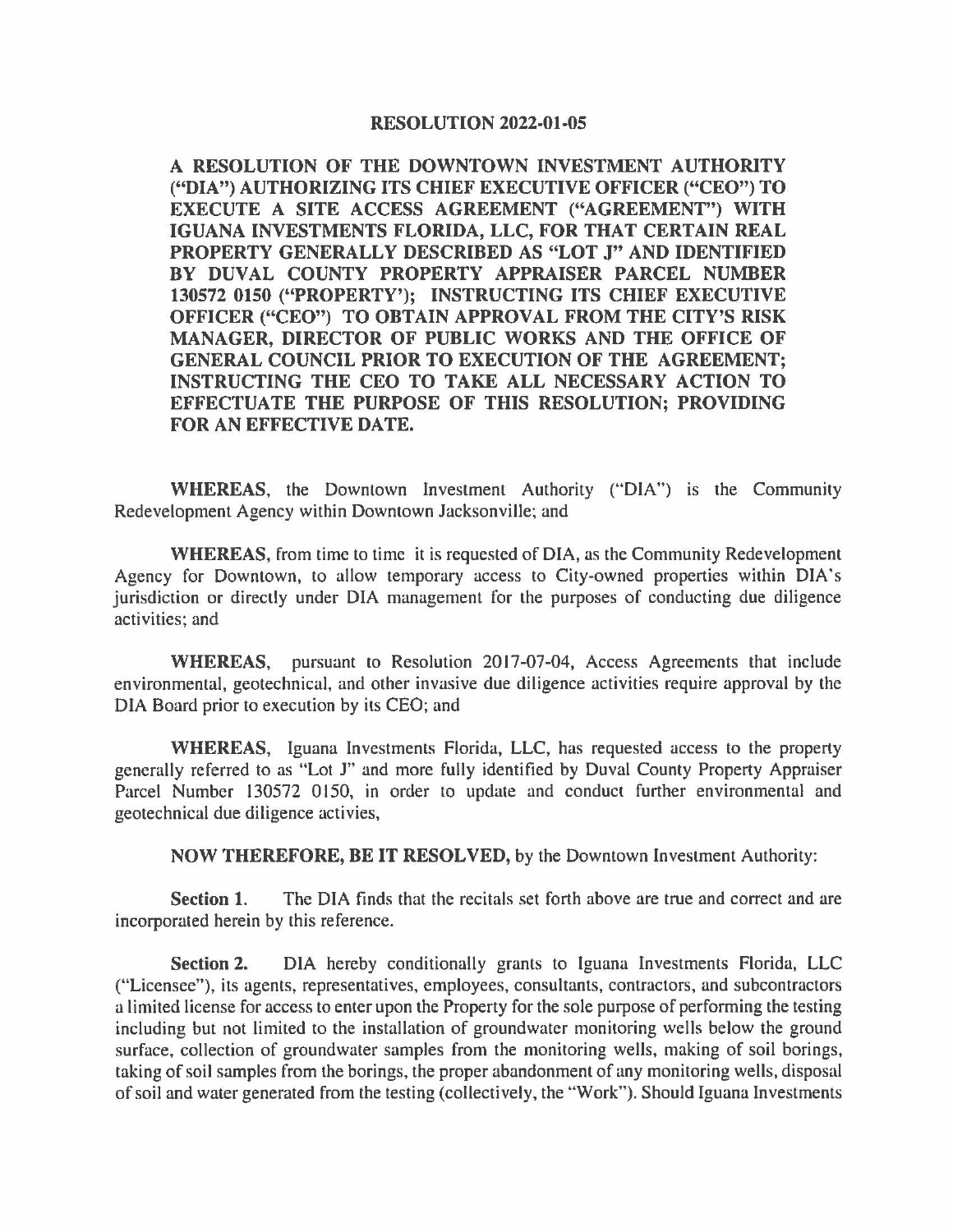# RESOLUTION 2022-01-05

**A RESOLUTION OF THE DOWNTOWN INVESTMENT AUTHORITY ("DIA") AUTHORIZING ITS CHIEF EXECUTIVE OFFICER ("CEO") TO EXECUTE A SITE ACCESS AGREEMENT ("AGREEMENT") WITH IGUANA INVESTMENTS FLORIDA, LLC, FOR THAT CERTAIN REAL PROPERTY GENERALLY DESCRIBED AS "LOT J" AND IDENTIFIED BY DUVAL COUNTY PROPERTY APPRAISER PARCEL NUMBER 130572 0150 ("PROPERTY'); INSTRUCTING ITS CHIEF EXECUTIVE OFFICER ("CEO") TO OBTAIN APPROVAL FROM THE CITY'S RISK MANAGER, DIRECTOR OF PUBLIC WORKS AND THE OFFICE OF GENERAL COUNCIL PRIOR TO EXECUTION OF THE AGREEMENT; INSTRUCTING THE CEO TO TAKE ALL NECESSARY ACTION TO EFFECTUATE THE PURPOSE OF THIS RESOLUTION; PROVIDING FOR AN EFFECTIVE DATE.**

**WHEREAS**, the Downtown Investment Authority ("DIA") is the Community Redevelopment Agency within Downtown Jacksonville; and

**WHEREAS**, from time to time it is requested of DIA, as the Community Redevelopment Agency for Downtown, to allow temporary access to City-owned properties within DIA's jurisdiction or directly under DIA management for the purposes of conducting due diligence activities; and

**WHEREAS**, pursuant to Resolution 2017-07-04, Access Agreements that include environmental, geotechnical, and other invasive due diligence activities require approval by the DIA Board prior to execution by its CEO; and

**WHEREAS**, Iguana Investments Florida, LLC, has requested access to the property generally referred to as "Lot J" and more fully identified by Duval County Property Appraiser Parcel Number 130572 0150, in order to update and conduct further environmental and geotechnical due diligence activies,

**NOW THEREFORE, BE IT RESOLVED,** by the Downtown Investment Authority:

**Section 1.** The DIA finds that the recitals set forth above are true and correct and are incorporated herein by this reference.

**Section 2.** DIA hereby conditionally grants to Iguana Investments Florida, LLC ("Licensee"), its agents, representatives, employees, consultants, contractors, and subcontractors a limited license for access to enter upon the Property for the sole purpose of performing the testing including but not limited to the installation of groundwater monitoring wells below the ground surface, collection of groundwater samples from the monitoring wells, making of soil borings, taking of soil samples from the borings, the proper abandonment of any monitoring wells, disposal of soil and water generated from the testing (collectively, the "Work"). Should Iguana Investments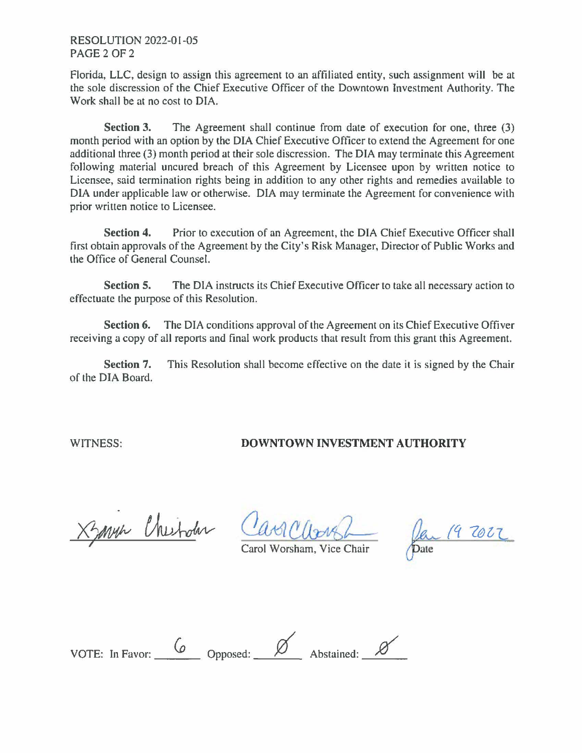Florida, LLC, design to assign this agreement to an affiliated entity, such assignment will be at the sole discression of the Chief Executive Officer of the Downtown Investment Authority. The Work shall be at no cost to DIA.

**Section 3.** The Agreement shall continue from date of execution for one, three (3) month period with an option by the DIA Chief Executive Officer to extend the Agreement for one additional three (3) month period at their sole discression. The DIA may terminate this Agreement following material uncured breach of this Agreement by Licensee upon by written notice to Licensee, said termination rights being in addition to any other rights and remedies available to DIA under applicable law or otherwise. DIA may terminate the Agreement for convenience with prior written notice to Licensee.

**Section 4.** Prior to execution of an Agreement, the DIA Chief Executive Officer shall first obtain approvals of the Agreement by the City's Risk Manager, Director of Public Works and the Office of General Counsel.

**Section 5.** The DIA instructs its Chief Executive Officer to take all necessary action to effectuate the purpose of this Resolution.

**Section 6.** The DIA conditions approval of the Agreement on its Chief Executive Offiver receiving a copy of all reports and final work products that result from this grant this Agreement.

**Section 7.** This Resolution shall become effective on the date it is signed by the Chair of the DIA Board.

WITNESS: **DOWNTOWN INVESTMENT AUTHORITY**

Carol Worsham, Vice Chair

Jan 19 2022
Date

VOTE: In Favor: 6 Opposed: Ø Abstained: Ø